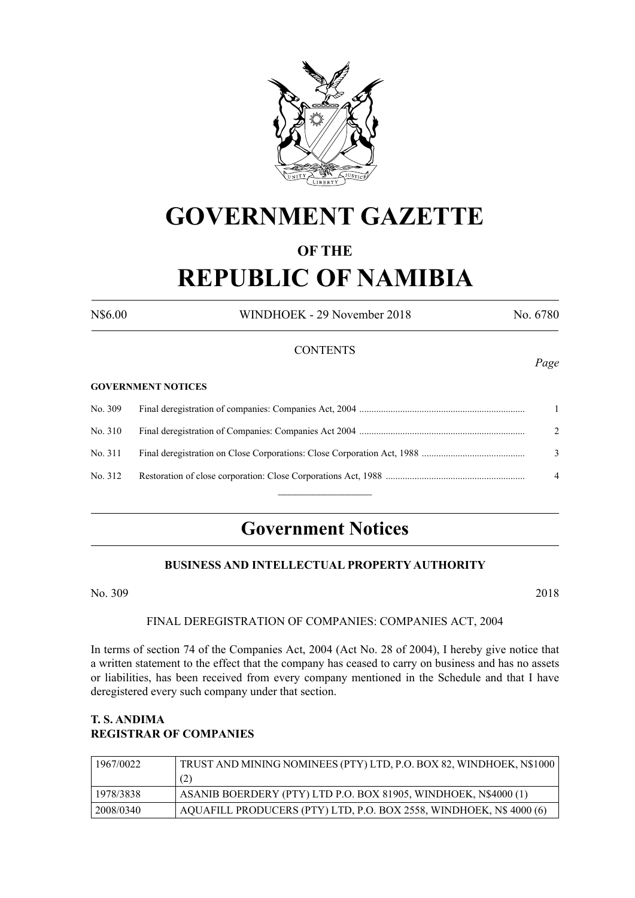# GOVERNMENT GAZETTE

## OF THE

# REPUBLIC OF NAMIBIA

N$6.00 WINDHOEK - 29 November 2018 No. 6780

CONTENTS

*Page*

**GOVERNMENT NOTICES**

| | | |
|---|---|---|
| No. 309 | Final deregistration of companies: Companies Act, 2004 | 1 |
| No. 310 | Final deregistration of Companies: Companies Act 2004 | 2 |
| No. 311 | Final deregistration on Close Corporations: Close Corporation Act, 1988 | 3 |
| No. 312 | Restoration of close corporation: Close Corporations Act, 1988 | 4 |

## Government Notices

### BUSINESS AND INTELLECTUAL PROPERTY AUTHORITY

No. 309 2018

FINAL DEREGISTRATION OF COMPANIES: COMPANIES ACT, 2004

In terms of section 74 of the Companies Act, 2004 (Act No. 28 of 2004), I hereby give notice that a written statement to the effect that the company has ceased to carry on business and has no assets or liabilities, has been received from every company mentioned in the Schedule and that I have deregistered every such company under that section.

**T. S. ANDIMA**
**REGISTRAR OF COMPANIES**

| | |
|---|---|
| 1967/0022 | TRUST AND MINING NOMINEES (PTY) LTD, P.O. BOX 82, WINDHOEK, N$1000 (2) |
| 1978/3838 | ASANIB BOERDERY (PTY) LTD P.O. BOX 81905, WINDHOEK, N$4000 (1) |
| 2008/0340 | AQUAFILL PRODUCERS (PTY) LTD, P.O. BOX 2558, WINDHOEK, N$ 4000 (6) |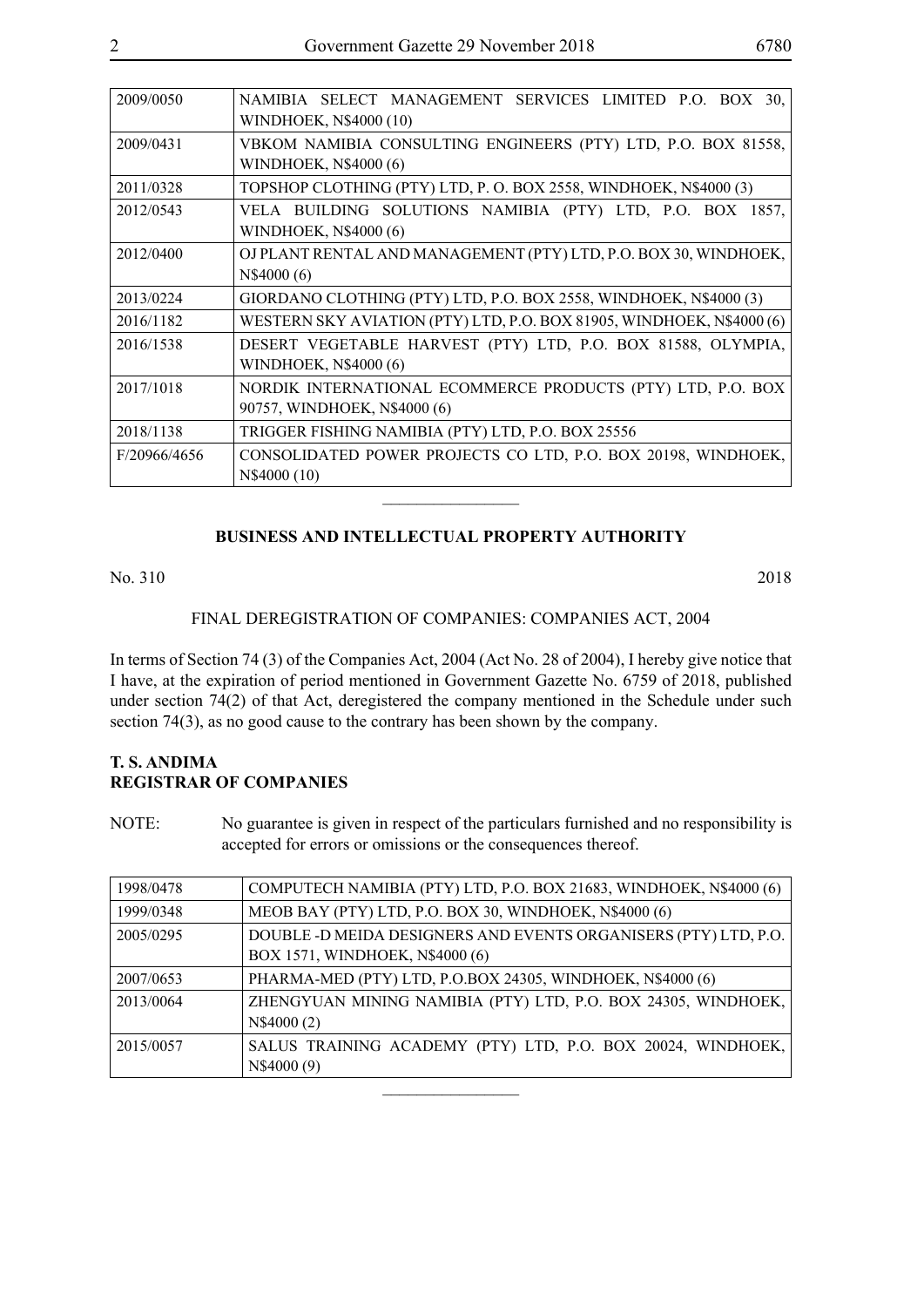| | |
|---|---|
| 2009/0050 | NAMIBIA SELECT MANAGEMENT SERVICES LIMITED P.O. BOX 30, WINDHOEK, N$4000 (10) |
| 2009/0431 | VBKOM NAMIBIA CONSULTING ENGINEERS (PTY) LTD, P.O. BOX 81558, WINDHOEK, N$4000 (6) |
| 2011/0328 | TOPSHOP CLOTHING (PTY) LTD, P. O. BOX 2558, WINDHOEK, N$4000 (3) |
| 2012/0543 | VELA BUILDING SOLUTIONS NAMIBIA (PTY) LTD, P.O. BOX 1857, WINDHOEK, N$4000 (6) |
| 2012/0400 | OJ PLANT RENTAL AND MANAGEMENT (PTY) LTD, P.O. BOX 30, WINDHOEK, N$4000 (6) |
| 2013/0224 | GIORDANO CLOTHING (PTY) LTD, P.O. BOX 2558, WINDHOEK, N$4000 (3) |
| 2016/1182 | WESTERN SKY AVIATION (PTY) LTD, P.O. BOX 81905, WINDHOEK, N$4000 (6) |
| 2016/1538 | DESERT VEGETABLE HARVEST (PTY) LTD, P.O. BOX 81588, OLYMPIA, WINDHOEK, N$4000 (6) |
| 2017/1018 | NORDIK INTERNATIONAL ECOMMERCE PRODUCTS (PTY) LTD, P.O. BOX 90757, WINDHOEK, N$4000 (6) |
| 2018/1138 | TRIGGER FISHING NAMIBIA (PTY) LTD, P.O. BOX 25556 |
| F/20966/4656 | CONSOLIDATED POWER PROJECTS CO LTD, P.O. BOX 20198, WINDHOEK, N$4000 (10) |

---

**BUSINESS AND INTELLECTUAL PROPERTY AUTHORITY**

No. 310 2018

FINAL DEREGISTRATION OF COMPANIES: COMPANIES ACT, 2004

In terms of Section 74 (3) of the Companies Act, 2004 (Act No. 28 of 2004), I hereby give notice that I have, at the expiration of period mentioned in Government Gazette No. 6759 of 2018, published under section 74(2) of that Act, deregistered the company mentioned in the Schedule under such section 74(3), as no good cause to the contrary has been shown by the company.

**T. S. ANDIMA**
**REGISTRAR OF COMPANIES**

NOTE: No guarantee is given in respect of the particulars furnished and no responsibility is accepted for errors or omissions or the consequences thereof.

| | |
|---|---|
| 1998/0478 | COMPUTECH NAMIBIA (PTY) LTD, P.O. BOX 21683, WINDHOEK, N$4000 (6) |
| 1999/0348 | MEOB BAY (PTY) LTD, P.O. BOX 30, WINDHOEK, N$4000 (6) |
| 2005/0295 | DOUBLE -D MEIDA DESIGNERS AND EVENTS ORGANISERS (PTY) LTD, P.O. BOX 1571, WINDHOEK, N$4000 (6) |
| 2007/0653 | PHARMA-MED (PTY) LTD, P.O.BOX 24305, WINDHOEK, N$4000 (6) |
| 2013/0064 | ZHENGYUAN MINING NAMIBIA (PTY) LTD, P.O. BOX 24305, WINDHOEK, N$4000 (2) |
| 2015/0057 | SALUS TRAINING ACADEMY (PTY) LTD, P.O. BOX 20024, WINDHOEK, N$4000 (9) |

---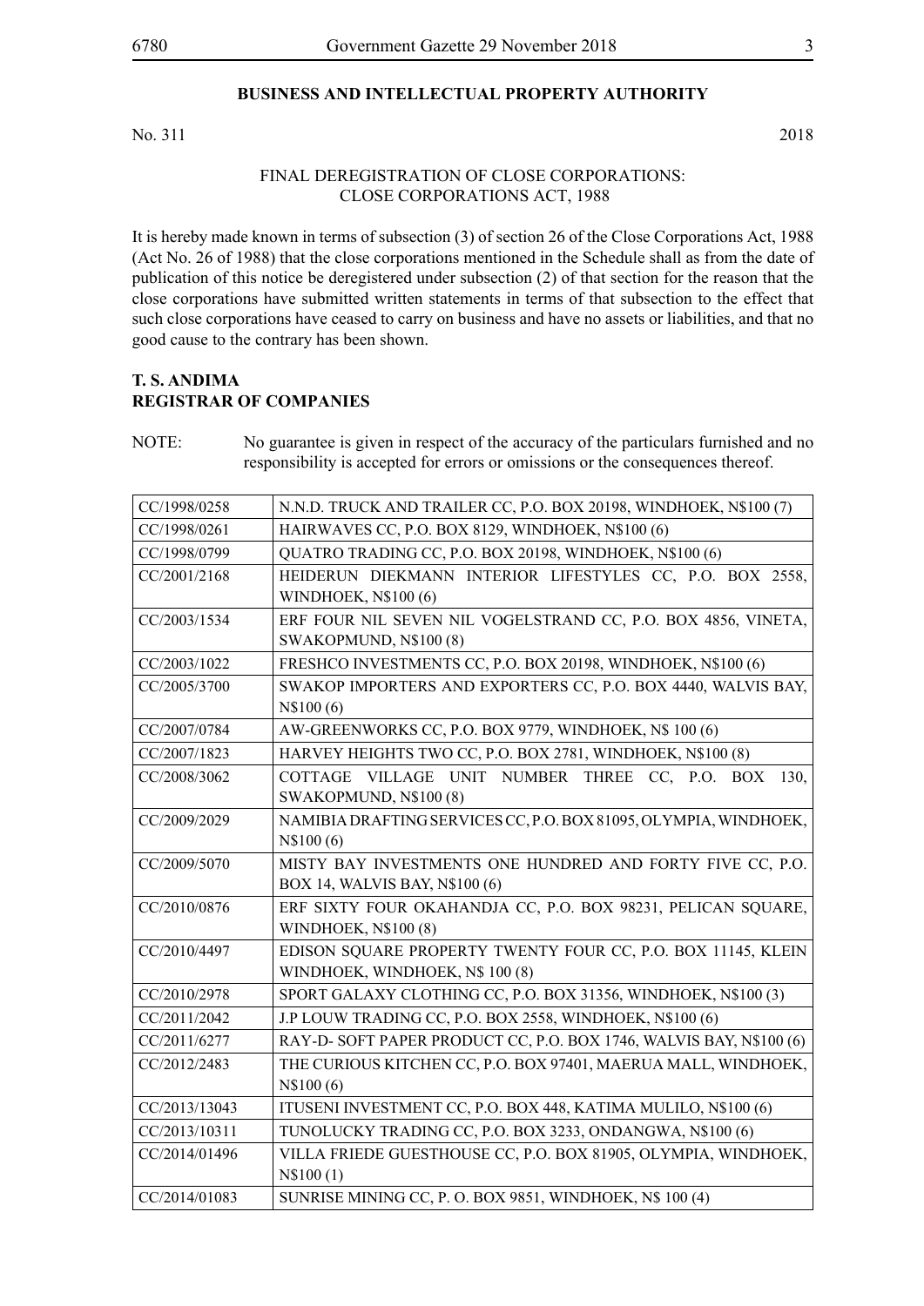## BUSINESS AND INTELLECTUAL PROPERTY AUTHORITY

No. 311 2018

FINAL DEREGISTRATION OF CLOSE CORPORATIONS:
CLOSE CORPORATIONS ACT, 1988

It is hereby made known in terms of subsection (3) of section 26 of the Close Corporations Act, 1988 (Act No. 26 of 1988) that the close corporations mentioned in the Schedule shall as from the date of publication of this notice be deregistered under subsection (2) of that section for the reason that the close corporations have submitted written statements in terms of that subsection to the effect that such close corporations have ceased to carry on business and have no assets or liabilities, and that no good cause to the contrary has been shown.

**T. S. ANDIMA**
**REGISTRAR OF COMPANIES**

NOTE: No guarantee is given in respect of the accuracy of the particulars furnished and no responsibility is accepted for errors or omissions or the consequences thereof.

| | |
|---|---|
| CC/1998/0258 | N.N.D. TRUCK AND TRAILER CC, P.O. BOX 20198, WINDHOEK, N$100 (7) |
| CC/1998/0261 | HAIRWAVES CC, P.O. BOX 8129, WINDHOEK, N$100 (6) |
| CC/1998/0799 | QUATRO TRADING CC, P.O. BOX 20198, WINDHOEK, N$100 (6) |
| CC/2001/2168 | HEIDERUN DIEKMANN INTERIOR LIFESTYLES CC, P.O. BOX 2558, WINDHOEK, N$100 (6) |
| CC/2003/1534 | ERF FOUR NIL SEVEN NIL VOGELSTRAND CC, P.O. BOX 4856, VINETA, SWAKOPMUND, N$100 (8) |
| CC/2003/1022 | FRESHCO INVESTMENTS CC, P.O. BOX 20198, WINDHOEK, N$100 (6) |
| CC/2005/3700 | SWAKOP IMPORTERS AND EXPORTERS CC, P.O. BOX 4440, WALVIS BAY, N$100 (6) |
| CC/2007/0784 | AW-GREENWORKS CC, P.O. BOX 9779, WINDHOEK, N$ 100 (6) |
| CC/2007/1823 | HARVEY HEIGHTS TWO CC, P.O. BOX 2781, WINDHOEK, N$100 (8) |
| CC/2008/3062 | COTTAGE VILLAGE UNIT NUMBER THREE CC, P.O. BOX 130, SWAKOPMUND, N$100 (8) |
| CC/2009/2029 | NAMIBIA DRAFTING SERVICES CC, P.O. BOX 81095, OLYMPIA, WINDHOEK, N$100 (6) |
| CC/2009/5070 | MISTY BAY INVESTMENTS ONE HUNDRED AND FORTY FIVE CC, P.O. BOX 14, WALVIS BAY, N$100 (6) |
| CC/2010/0876 | ERF SIXTY FOUR OKAHANDJA CC, P.O. BOX 98231, PELICAN SQUARE, WINDHOEK, N$100 (8) |
| CC/2010/4497 | EDISON SQUARE PROPERTY TWENTY FOUR CC, P.O. BOX 11145, KLEIN WINDHOEK, WINDHOEK, N$ 100 (8) |
| CC/2010/2978 | SPORT GALAXY CLOTHING CC, P.O. BOX 31356, WINDHOEK, N$100 (3) |
| CC/2011/2042 | J.P LOUW TRADING CC, P.O. BOX 2558, WINDHOEK, N$100 (6) |
| CC/2011/6277 | RAY-D- SOFT PAPER PRODUCT CC, P.O. BOX 1746, WALVIS BAY, N$100 (6) |
| CC/2012/2483 | THE CURIOUS KITCHEN CC, P.O. BOX 97401, MAERUA MALL, WINDHOEK, N$100 (6) |
| CC/2013/13043 | ITUSENI INVESTMENT CC, P.O. BOX 448, KATIMA MULILO, N$100 (6) |
| CC/2013/10311 | TUNOLUCKY TRADING CC, P.O. BOX 3233, ONDANGWA, N$100 (6) |
| CC/2014/01496 | VILLA FRIEDE GUESTHOUSE CC, P.O. BOX 81905, OLYMPIA, WINDHOEK, N$100 (1) |
| CC/2014/01083 | SUNRISE MINING CC, P. O. BOX 9851, WINDHOEK, N$ 100 (4) |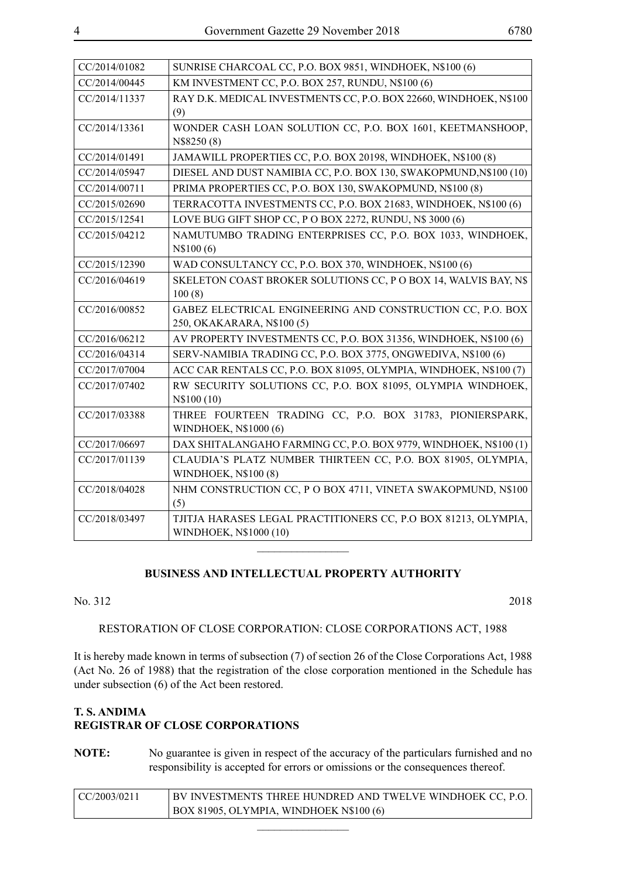| | |
|---|---|
| CC/2014/01082 | SUNRISE CHARCOAL CC, P.O. BOX 9851, WINDHOEK, N$100 (6) |
| CC/2014/00445 | KM INVESTMENT CC, P.O. BOX 257, RUNDU, N$100 (6) |
| CC/2014/11337 | RAY D.K. MEDICAL INVESTMENTS CC, P.O. BOX 22660, WINDHOEK, N$100 (9) |
| CC/2014/13361 | WONDER CASH LOAN SOLUTION CC, P.O. BOX 1601, KEETMANSHOOP, N$8250 (8) |
| CC/2014/01491 | JAMAWILL PROPERTIES CC, P.O. BOX 20198, WINDHOEK, N$100 (8) |
| CC/2014/05947 | DIESEL AND DUST NAMIBIA CC, P.O. BOX 130, SWAKOPMUND,N$100 (10) |
| CC/2014/00711 | PRIMA PROPERTIES CC, P.O. BOX 130, SWAKOPMUND, N$100 (8) |
| CC/2015/02690 | TERRACOTTA INVESTMENTS CC, P.O. BOX 21683, WINDHOEK, N$100 (6) |
| CC/2015/12541 | LOVE BUG GIFT SHOP CC, P O BOX 2272, RUNDU, N$ 3000 (6) |
| CC/2015/04212 | NAMUTUMBO TRADING ENTERPRISES CC, P.O. BOX 1033, WINDHOEK, N$100 (6) |
| CC/2015/12390 | WAD CONSULTANCY CC, P.O. BOX 370, WINDHOEK, N$100 (6) |
| CC/2016/04619 | SKELETON COAST BROKER SOLUTIONS CC, P O BOX 14, WALVIS BAY, N$ 100 (8) |
| CC/2016/00852 | GABEZ ELECTRICAL ENGINEERING AND CONSTRUCTION CC, P.O. BOX 250, OKAKARARA, N$100 (5) |
| CC/2016/06212 | AV PROPERTY INVESTMENTS CC, P.O. BOX 31356, WINDHOEK, N$100 (6) |
| CC/2016/04314 | SERV-NAMIBIA TRADING CC, P.O. BOX 3775, ONGWEDIVA, N$100 (6) |
| CC/2017/07004 | ACC CAR RENTALS CC, P.O. BOX 81095, OLYMPIA, WINDHOEK, N$100 (7) |
| CC/2017/07402 | RW SECURITY SOLUTIONS CC, P.O. BOX 81095, OLYMPIA WINDHOEK, N$100 (10) |
| CC/2017/03388 | THREE FOURTEEN TRADING CC, P.O. BOX 31783, PIONIERSPARK, WINDHOEK, N$1000 (6) |
| CC/2017/06697 | DAX SHITALANGAHO FARMING CC, P.O. BOX 9779, WINDHOEK, N$100 (1) |
| CC/2017/01139 | CLAUDIA'S PLATZ NUMBER THIRTEEN CC, P.O. BOX 81905, OLYMPIA, WINDHOEK, N$100 (8) |
| CC/2018/04028 | NHM CONSTRUCTION CC, P O BOX 4711, VINETA SWAKOPMUND, N$100 (5) |
| CC/2018/03497 | TJITJA HARASES LEGAL PRACTITIONERS CC, P.O BOX 81213, OLYMPIA, WINDHOEK, N$1000 (10) |

## BUSINESS AND INTELLECTUAL PROPERTY AUTHORITY

No. 312 2018

RESTORATION OF CLOSE CORPORATION: CLOSE CORPORATIONS ACT, 1988

It is hereby made known in terms of subsection (7) of section 26 of the Close Corporations Act, 1988 (Act No. 26 of 1988) that the registration of the close corporation mentioned in the Schedule has under subsection (6) of the Act been restored.

**T. S. ANDIMA**
**REGISTRAR OF CLOSE CORPORATIONS**

**NOTE:** No guarantee is given in respect of the accuracy of the particulars furnished and no responsibility is accepted for errors or omissions or the consequences thereof.

| | |
|---|---|
| CC/2003/0211 | BV INVESTMENTS THREE HUNDRED AND TWELVE WINDHOEK CC, P.O. BOX 81905, OLYMPIA, WINDHOEK N$100 (6) |